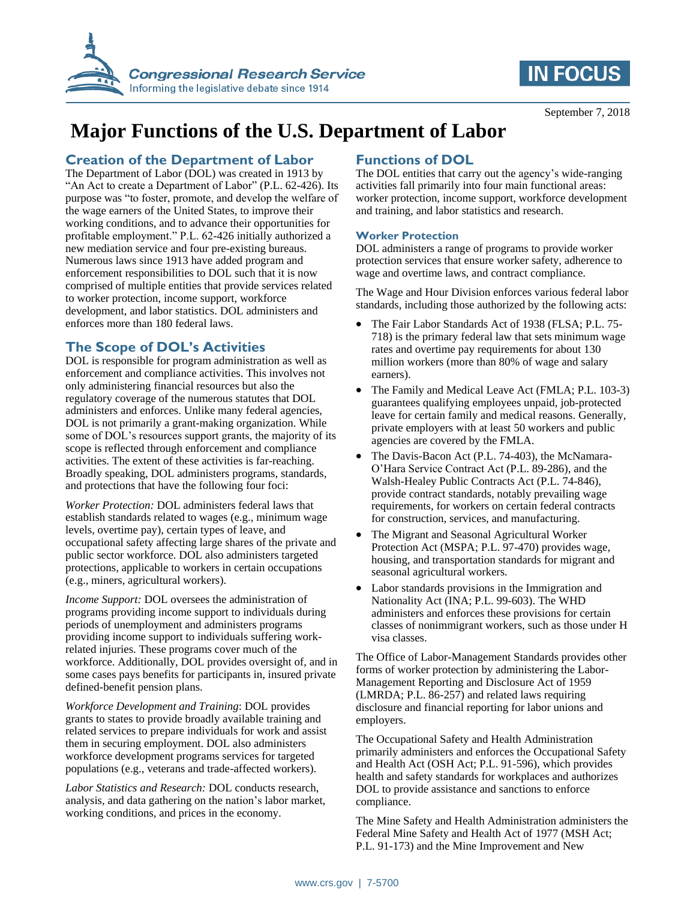# Major Functions of the U.S. Department of Labor

September 7, 2018

## Creation of the Department of Labor

The Department of Labor (DOL) was created in 1913 by "An Act to create a Department of Labor" (P.L. 62-426). Its purpose was "to foster, promote, and develop the welfare of the wage earners of the United States, to improve their working conditions, and to advance their opportunities for profitable employment." P.L. 62-426 initially authorized a new mediation service and four pre-existing bureaus. Numerous laws since 1913 have added program and enforcement responsibilities to DOL such that it is now comprised of multiple entities that provide services related to worker protection, income support, workforce development, and labor statistics. DOL administers and enforces more than 180 federal laws.

## The Scope of DOL's Activities

DOL is responsible for program administration as well as enforcement and compliance activities. This involves not only administering financial resources but also the regulatory coverage of the numerous statutes that DOL administers and enforces. Unlike many federal agencies, DOL is not primarily a grant-making organization. While some of DOL's resources support grants, the majority of its scope is reflected through enforcement and compliance activities. The extent of these activities is far-reaching. Broadly speaking, DOL administers programs, standards, and protections that have the following four foci:

*Worker Protection:* DOL administers federal laws that establish standards related to wages (e.g., minimum wage levels, overtime pay), certain types of leave, and occupational safety affecting large shares of the private and public sector workforce. DOL also administers targeted protections, applicable to workers in certain occupations (e.g., miners, agricultural workers).

*Income Support:* DOL oversees the administration of programs providing income support to individuals during periods of unemployment and administers programs providing income support to individuals suffering work-related injuries. These programs cover much of the workforce. Additionally, DOL provides oversight of, and in some cases pays benefits for participants in, insured private defined-benefit pension plans.

*Workforce Development and Training*: DOL provides grants to states to provide broadly available training and related services to prepare individuals for work and assist them in securing employment. DOL also administers workforce development programs services for targeted populations (e.g., veterans and trade-affected workers).

*Labor Statistics and Research:* DOL conducts research, analysis, and data gathering on the nation's labor market, working conditions, and prices in the economy.

## Functions of DOL

The DOL entities that carry out the agency's wide-ranging activities fall primarily into four main functional areas: worker protection, income support, workforce development and training, and labor statistics and research.

### Worker Protection

DOL administers a range of programs to provide worker protection services that ensure worker safety, adherence to wage and overtime laws, and contract compliance.

The Wage and Hour Division enforces various federal labor standards, including those authorized by the following acts:

- The Fair Labor Standards Act of 1938 (FLSA; P.L. 75-718) is the primary federal law that sets minimum wage rates and overtime pay requirements for about 130 million workers (more than 80% of wage and salary earners).
- The Family and Medical Leave Act (FMLA; P.L. 103-3) guarantees qualifying employees unpaid, job-protected leave for certain family and medical reasons. Generally, private employers with at least 50 workers and public agencies are covered by the FMLA.
- The Davis-Bacon Act (P.L. 74-403), the McNamara-O'Hara Service Contract Act (P.L. 89-286), and the Walsh-Healey Public Contracts Act (P.L. 74-846), provide contract standards, notably prevailing wage requirements, for workers on certain federal contracts for construction, services, and manufacturing.
- The Migrant and Seasonal Agricultural Worker Protection Act (MSPA; P.L. 97-470) provides wage, housing, and transportation standards for migrant and seasonal agricultural workers.
- Labor standards provisions in the Immigration and Nationality Act (INA; P.L. 99-603). The WHD administers and enforces these provisions for certain classes of nonimmigrant workers, such as those under H visa classes.

The Office of Labor-Management Standards provides other forms of worker protection by administering the Labor-Management Reporting and Disclosure Act of 1959 (LMRDA; P.L. 86-257) and related laws requiring disclosure and financial reporting for labor unions and employers.

The Occupational Safety and Health Administration primarily administers and enforces the Occupational Safety and Health Act (OSH Act; P.L. 91-596), which provides health and safety standards for workplaces and authorizes DOL to provide assistance and sanctions to enforce compliance.

The Mine Safety and Health Administration administers the Federal Mine Safety and Health Act of 1977 (MSH Act; P.L. 91-173) and the Mine Improvement and New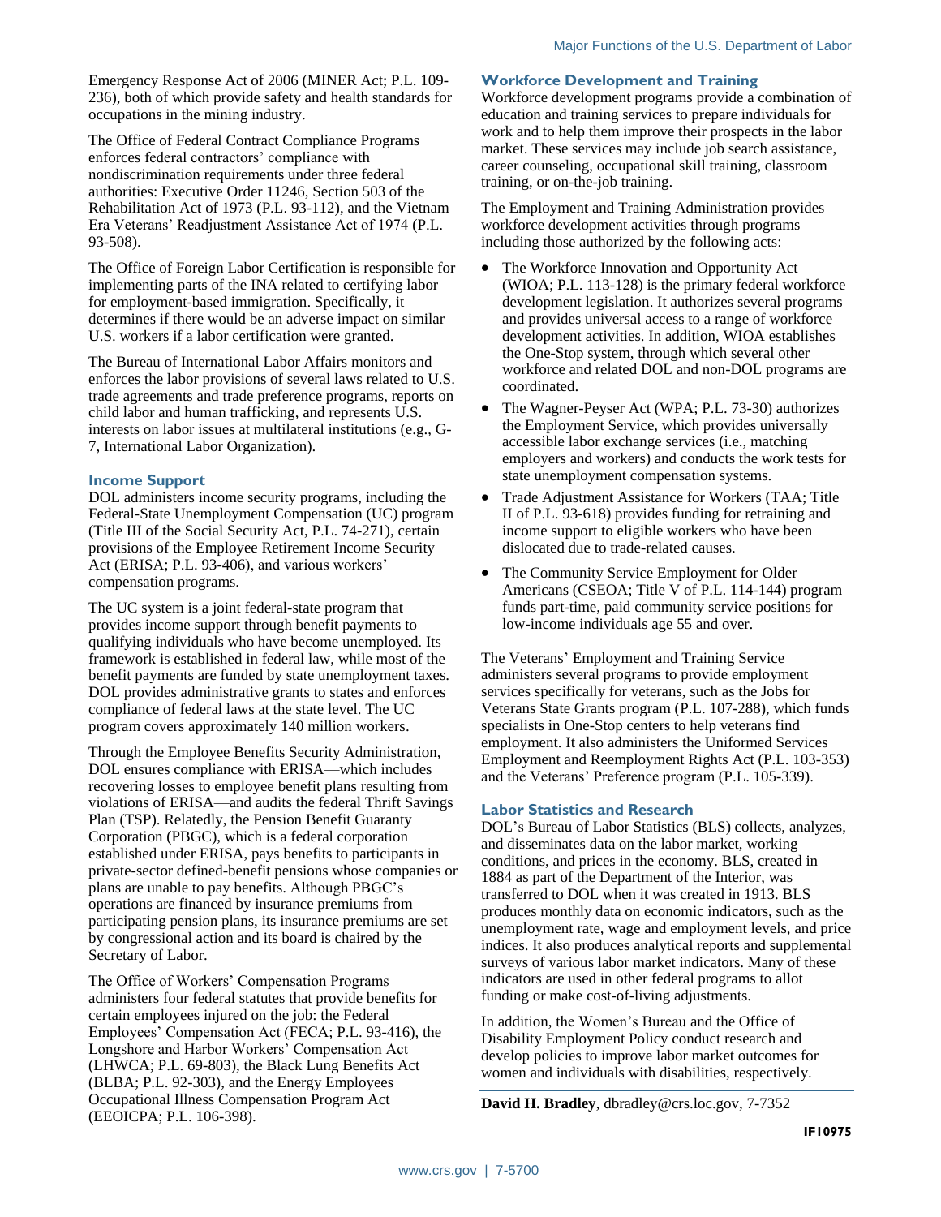Emergency Response Act of 2006 (MINER Act; P.L. 109-236), both of which provide safety and health standards for occupations in the mining industry.

The Office of Federal Contract Compliance Programs enforces federal contractors' compliance with nondiscrimination requirements under three federal authorities: Executive Order 11246, Section 503 of the Rehabilitation Act of 1973 (P.L. 93-112), and the Vietnam Era Veterans' Readjustment Assistance Act of 1974 (P.L. 93-508).

The Office of Foreign Labor Certification is responsible for implementing parts of the INA related to certifying labor for employment-based immigration. Specifically, it determines if there would be an adverse impact on similar U.S. workers if a labor certification were granted.

The Bureau of International Labor Affairs monitors and enforces the labor provisions of several laws related to U.S. trade agreements and trade preference programs, reports on child labor and human trafficking, and represents U.S. interests on labor issues at multilateral institutions (e.g., G-7, International Labor Organization).

## Income Support

DOL administers income security programs, including the Federal-State Unemployment Compensation (UC) program (Title III of the Social Security Act, P.L. 74-271), certain provisions of the Employee Retirement Income Security Act (ERISA; P.L. 93-406), and various workers' compensation programs.

The UC system is a joint federal-state program that provides income support through benefit payments to qualifying individuals who have become unemployed. Its framework is established in federal law, while most of the benefit payments are funded by state unemployment taxes. DOL provides administrative grants to states and enforces compliance of federal laws at the state level. The UC program covers approximately 140 million workers.

Through the Employee Benefits Security Administration, DOL ensures compliance with ERISA—which includes recovering losses to employee benefit plans resulting from violations of ERISA—and audits the federal Thrift Savings Plan (TSP). Relatedly, the Pension Benefit Guaranty Corporation (PBGC), which is a federal corporation established under ERISA, pays benefits to participants in private-sector defined-benefit pensions whose companies or plans are unable to pay benefits. Although PBGC's operations are financed by insurance premiums from participating pension plans, its insurance premiums are set by congressional action and its board is chaired by the Secretary of Labor.

The Office of Workers' Compensation Programs administers four federal statutes that provide benefits for certain employees injured on the job: the Federal Employees' Compensation Act (FECA; P.L. 93-416), the Longshore and Harbor Workers' Compensation Act (LHWCA; P.L. 69-803), the Black Lung Benefits Act (BLBA; P.L. 92-303), and the Energy Employees Occupational Illness Compensation Program Act (EEOICPA; P.L. 106-398).

## Workforce Development and Training

Workforce development programs provide a combination of education and training services to prepare individuals for work and to help them improve their prospects in the labor market. These services may include job search assistance, career counseling, occupational skill training, classroom training, or on-the-job training.

The Employment and Training Administration provides workforce development activities through programs including those authorized by the following acts:

- The Workforce Innovation and Opportunity Act (WIOA; P.L. 113-128) is the primary federal workforce development legislation. It authorizes several programs and provides universal access to a range of workforce development activities. In addition, WIOA establishes the One-Stop system, through which several other workforce and related DOL and non-DOL programs are coordinated.
- The Wagner-Peyser Act (WPA; P.L. 73-30) authorizes the Employment Service, which provides universally accessible labor exchange services (i.e., matching employers and workers) and conducts the work tests for state unemployment compensation systems.
- Trade Adjustment Assistance for Workers (TAA; Title II of P.L. 93-618) provides funding for retraining and income support to eligible workers who have been dislocated due to trade-related causes.
- The Community Service Employment for Older Americans (CSEOA; Title V of P.L. 114-144) program funds part-time, paid community service positions for low-income individuals age 55 and over.

The Veterans' Employment and Training Service administers several programs to provide employment services specifically for veterans, such as the Jobs for Veterans State Grants program (P.L. 107-288), which funds specialists in One-Stop centers to help veterans find employment. It also administers the Uniformed Services Employment and Reemployment Rights Act (P.L. 103-353) and the Veterans' Preference program (P.L. 105-339).

## Labor Statistics and Research

DOL's Bureau of Labor Statistics (BLS) collects, analyzes, and disseminates data on the labor market, working conditions, and prices in the economy. BLS, created in 1884 as part of the Department of the Interior, was transferred to DOL when it was created in 1913. BLS produces monthly data on economic indicators, such as the unemployment rate, wage and employment levels, and price indices. It also produces analytical reports and supplemental surveys of various labor market indicators. Many of these indicators are used in other federal programs to allot funding or make cost-of-living adjustments.

In addition, the Women's Bureau and the Office of Disability Employment Policy conduct research and develop policies to improve labor market outcomes for women and individuals with disabilities, respectively.

**David H. Bradley**, dbradley@crs.loc.gov, 7-7352

IF10975